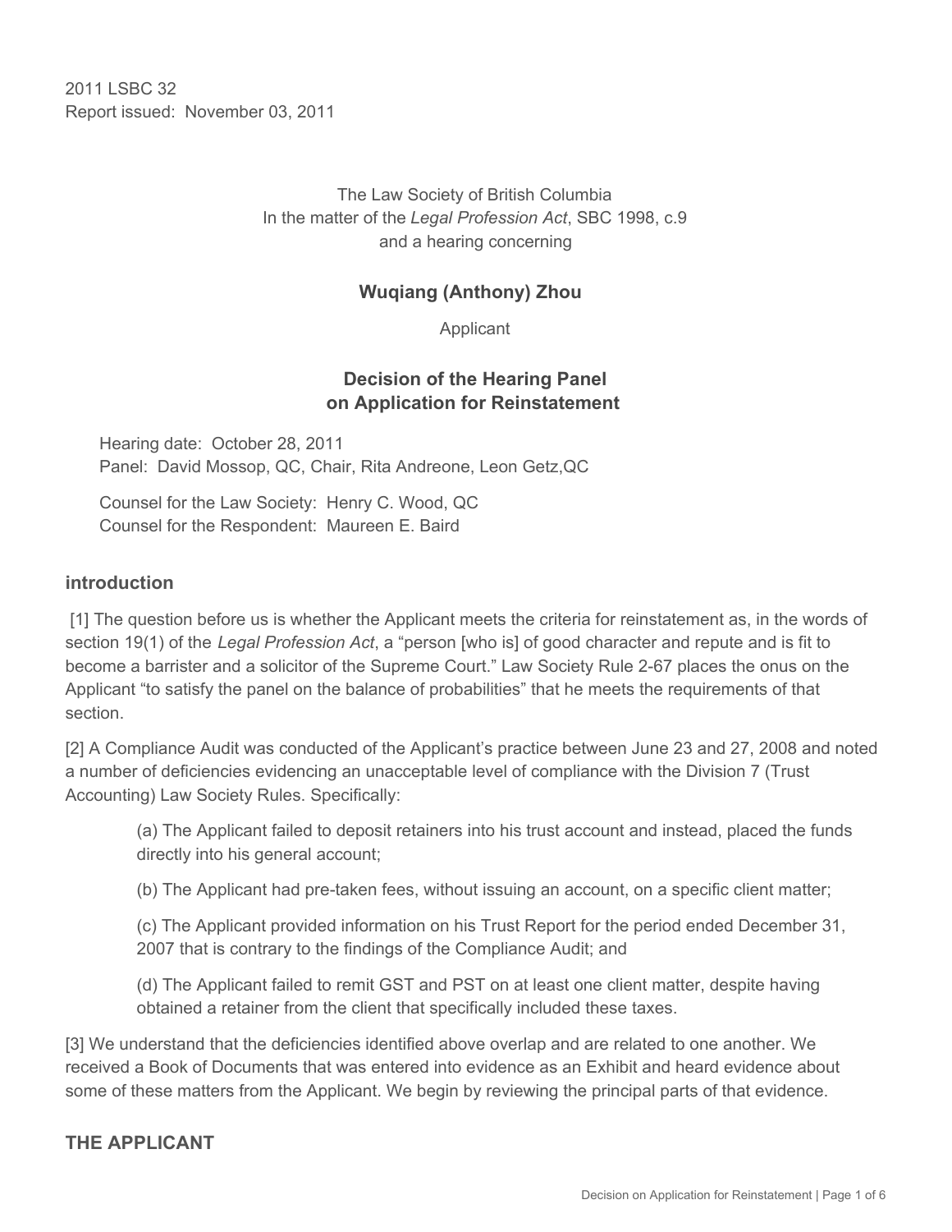2011 LSBC 32
Report issued: November 03, 2011

The Law Society of British Columbia
In the matter of the *Legal Profession Act*, SBC 1998, c.9
and a hearing concerning

**Wuqiang (Anthony) Zhou**

Applicant

## Decision of the Hearing Panel on Application for Reinstatement

Hearing date: October 28, 2011
Panel: David Mossop, QC, Chair, Rita Andreone, Leon Getz,QC

Counsel for the Law Society: Henry C. Wood, QC
Counsel for the Respondent: Maureen E. Baird

## introduction

[1] The question before us is whether the Applicant meets the criteria for reinstatement as, in the words of section 19(1) of the *Legal Profession Act*, a "person [who is] of good character and repute and is fit to become a barrister and a solicitor of the Supreme Court." Law Society Rule 2-67 places the onus on the Applicant "to satisfy the panel on the balance of probabilities" that he meets the requirements of that section.

[2] A Compliance Audit was conducted of the Applicant's practice between June 23 and 27, 2008 and noted a number of deficiencies evidencing an unacceptable level of compliance with the Division 7 (Trust Accounting) Law Society Rules. Specifically:

> (a) The Applicant failed to deposit retainers into his trust account and instead, placed the funds directly into his general account;
>
> (b) The Applicant had pre-taken fees, without issuing an account, on a specific client matter;
>
> (c) The Applicant provided information on his Trust Report for the period ended December 31, 2007 that is contrary to the findings of the Compliance Audit; and
>
> (d) The Applicant failed to remit GST and PST on at least one client matter, despite having obtained a retainer from the client that specifically included these taxes.

[3] We understand that the deficiencies identified above overlap and are related to one another. We received a Book of Documents that was entered into evidence as an Exhibit and heard evidence about some of these matters from the Applicant. We begin by reviewing the principal parts of that evidence.

## THE APPLICANT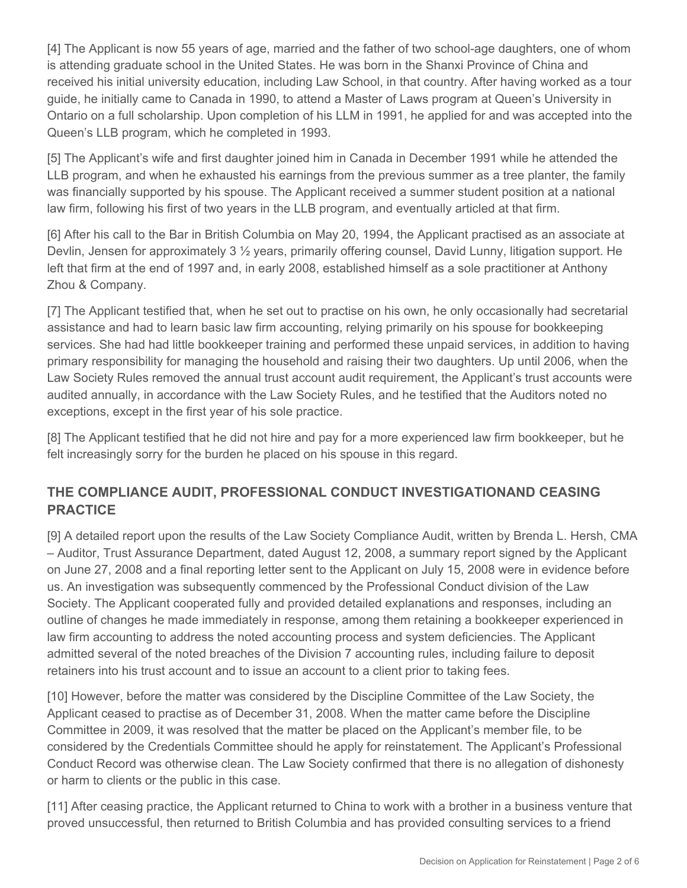[4] The Applicant is now 55 years of age, married and the father of two school-age daughters, one of whom is attending graduate school in the United States. He was born in the Shanxi Province of China and received his initial university education, including Law School, in that country. After having worked as a tour guide, he initially came to Canada in 1990, to attend a Master of Laws program at Queen's University in Ontario on a full scholarship. Upon completion of his LLM in 1991, he applied for and was accepted into the Queen's LLB program, which he completed in 1993.

[5] The Applicant's wife and first daughter joined him in Canada in December 1991 while he attended the LLB program, and when he exhausted his earnings from the previous summer as a tree planter, the family was financially supported by his spouse. The Applicant received a summer student position at a national law firm, following his first of two years in the LLB program, and eventually articled at that firm.

[6] After his call to the Bar in British Columbia on May 20, 1994, the Applicant practised as an associate at Devlin, Jensen for approximately 3 ½ years, primarily offering counsel, David Lunny, litigation support. He left that firm at the end of 1997 and, in early 2008, established himself as a sole practitioner at Anthony Zhou & Company.

[7] The Applicant testified that, when he set out to practise on his own, he only occasionally had secretarial assistance and had to learn basic law firm accounting, relying primarily on his spouse for bookkeeping services. She had had little bookkeeper training and performed these unpaid services, in addition to having primary responsibility for managing the household and raising their two daughters. Up until 2006, when the Law Society Rules removed the annual trust account audit requirement, the Applicant's trust accounts were audited annually, in accordance with the Law Society Rules, and he testified that the Auditors noted no exceptions, except in the first year of his sole practice.

[8] The Applicant testified that he did not hire and pay for a more experienced law firm bookkeeper, but he felt increasingly sorry for the burden he placed on his spouse in this regard.

## THE COMPLIANCE AUDIT, PROFESSIONAL CONDUCT INVESTIGATIONAND CEASING PRACTICE

[9] A detailed report upon the results of the Law Society Compliance Audit, written by Brenda L. Hersh, CMA – Auditor, Trust Assurance Department, dated August 12, 2008, a summary report signed by the Applicant on June 27, 2008 and a final reporting letter sent to the Applicant on July 15, 2008 were in evidence before us. An investigation was subsequently commenced by the Professional Conduct division of the Law Society. The Applicant cooperated fully and provided detailed explanations and responses, including an outline of changes he made immediately in response, among them retaining a bookkeeper experienced in law firm accounting to address the noted accounting process and system deficiencies. The Applicant admitted several of the noted breaches of the Division 7 accounting rules, including failure to deposit retainers into his trust account and to issue an account to a client prior to taking fees.

[10] However, before the matter was considered by the Discipline Committee of the Law Society, the Applicant ceased to practise as of December 31, 2008. When the matter came before the Discipline Committee in 2009, it was resolved that the matter be placed on the Applicant's member file, to be considered by the Credentials Committee should he apply for reinstatement. The Applicant's Professional Conduct Record was otherwise clean. The Law Society confirmed that there is no allegation of dishonesty or harm to clients or the public in this case.

[11] After ceasing practice, the Applicant returned to China to work with a brother in a business venture that proved unsuccessful, then returned to British Columbia and has provided consulting services to a friend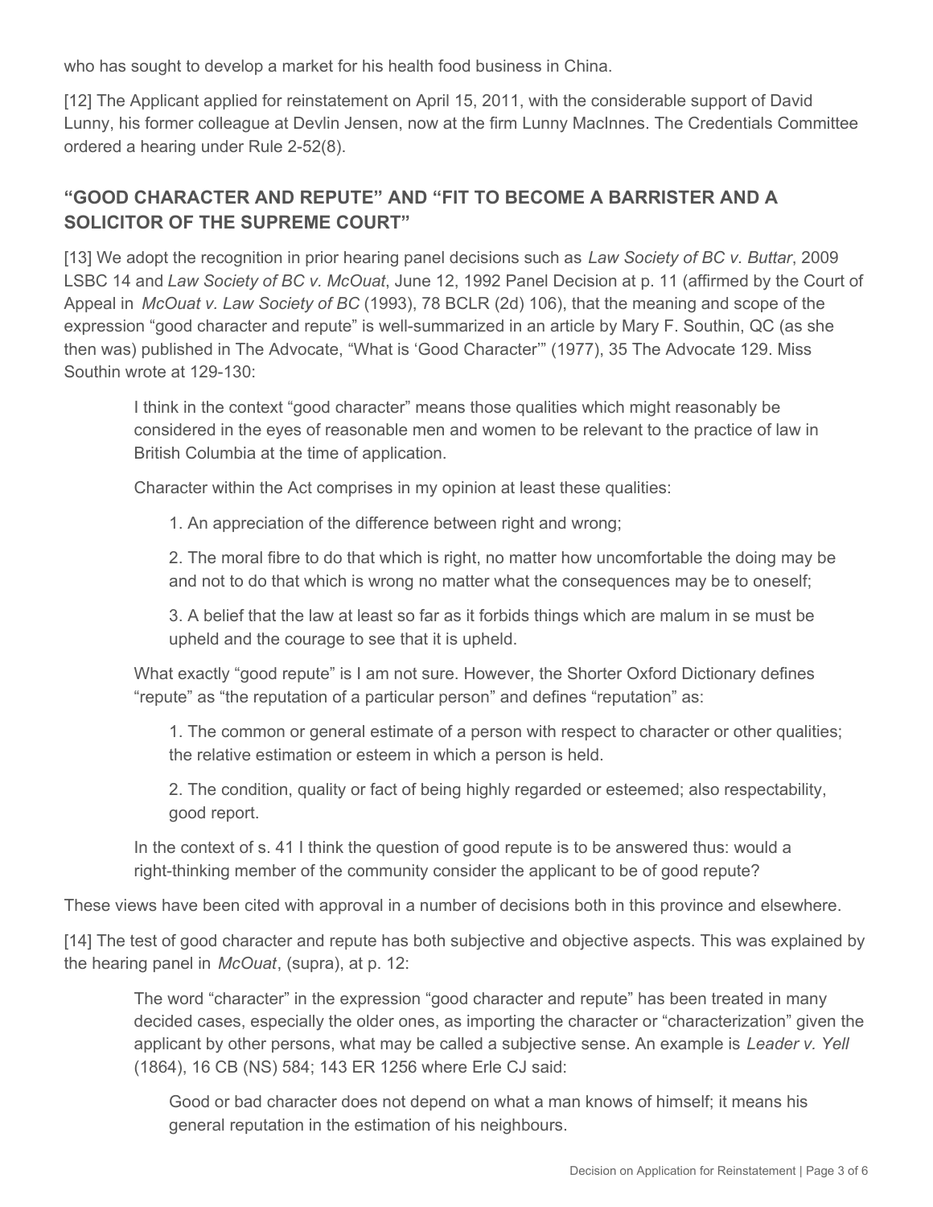who has sought to develop a market for his health food business in China.

[12] The Applicant applied for reinstatement on April 15, 2011, with the considerable support of David Lunny, his former colleague at Devlin Jensen, now at the firm Lunny MacInnes. The Credentials Committee ordered a hearing under Rule 2-52(8).

## "GOOD CHARACTER AND REPUTE" AND "FIT TO BECOME A BARRISTER AND A SOLICITOR OF THE SUPREME COURT"

[13] We adopt the recognition in prior hearing panel decisions such as *Law Society of BC v. Buttar*, 2009 LSBC 14 and *Law Society of BC v. McOuat*, June 12, 1992 Panel Decision at p. 11 (affirmed by the Court of Appeal in *McOuat v. Law Society of BC* (1993), 78 BCLR (2d) 106), that the meaning and scope of the expression "good character and repute" is well-summarized in an article by Mary F. Southin, QC (as she then was) published in The Advocate, "What is 'Good Character'" (1977), 35 The Advocate 129. Miss Southin wrote at 129-130:

> I think in the context "good character" means those qualities which might reasonably be considered in the eyes of reasonable men and women to be relevant to the practice of law in British Columbia at the time of application.
>
> Character within the Act comprises in my opinion at least these qualities:
>
> > 1. An appreciation of the difference between right and wrong;
> >
> > 2. The moral fibre to do that which is right, no matter how uncomfortable the doing may be and not to do that which is wrong no matter what the consequences may be to oneself;
> >
> > 3. A belief that the law at least so far as it forbids things which are malum in se must be upheld and the courage to see that it is upheld.
>
> What exactly "good repute" is I am not sure. However, the Shorter Oxford Dictionary defines "repute" as "the reputation of a particular person" and defines "reputation" as:
>
> > 1. The common or general estimate of a person with respect to character or other qualities; the relative estimation or esteem in which a person is held.
> >
> > 2. The condition, quality or fact of being highly regarded or esteemed; also respectability, good report.
>
> In the context of s. 41 I think the question of good repute is to be answered thus: would a right-thinking member of the community consider the applicant to be of good repute?

These views have been cited with approval in a number of decisions both in this province and elsewhere.

[14] The test of good character and repute has both subjective and objective aspects. This was explained by the hearing panel in *McOuat*, (supra), at p. 12:

> The word "character" in the expression "good character and repute" has been treated in many decided cases, especially the older ones, as importing the character or "characterization" given the applicant by other persons, what may be called a subjective sense. An example is *Leader v. Yell* (1864), 16 CB (NS) 584; 143 ER 1256 where Erle CJ said:
>
> > Good or bad character does not depend on what a man knows of himself; it means his general reputation in the estimation of his neighbours.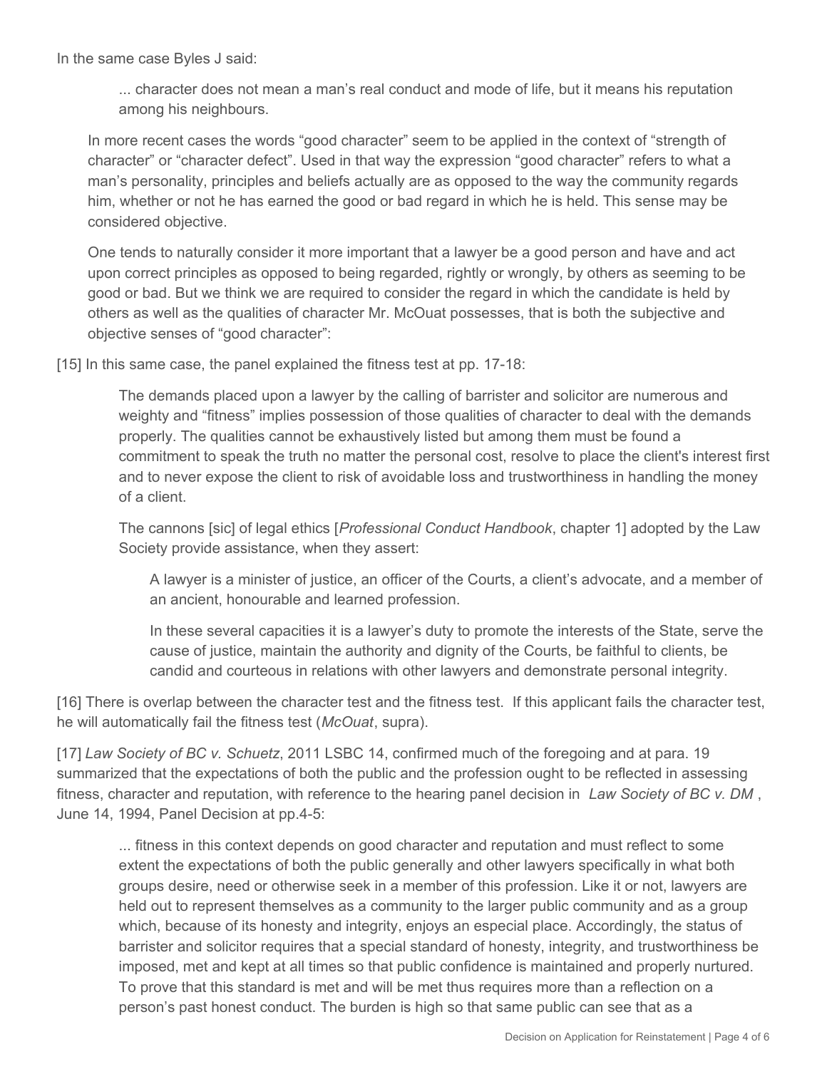In the same case Byles J said:

> ... character does not mean a man's real conduct and mode of life, but it means his reputation among his neighbours.

> In more recent cases the words "good character" seem to be applied in the context of "strength of character" or "character defect". Used in that way the expression "good character" refers to what a man's personality, principles and beliefs actually are as opposed to the way the community regards him, whether or not he has earned the good or bad regard in which he is held. This sense may be considered objective.
>
> One tends to naturally consider it more important that a lawyer be a good person and have and act upon correct principles as opposed to being regarded, rightly or wrongly, by others as seeming to be good or bad. But we think we are required to consider the regard in which the candidate is held by others as well as the qualities of character Mr. McOuat possesses, that is both the subjective and objective senses of "good character":

[15] In this same case, the panel explained the fitness test at pp. 17-18:

> The demands placed upon a lawyer by the calling of barrister and solicitor are numerous and weighty and "fitness" implies possession of those qualities of character to deal with the demands properly. The qualities cannot be exhaustively listed but among them must be found a commitment to speak the truth no matter the personal cost, resolve to place the client's interest first and to never expose the client to risk of avoidable loss and trustworthiness in handling the money of a client.
>
> The cannons [sic] of legal ethics [*Professional Conduct Handbook*, chapter 1] adopted by the Law Society provide assistance, when they assert:
>
>> A lawyer is a minister of justice, an officer of the Courts, a client's advocate, and a member of an ancient, honourable and learned profession.
>>
>> In these several capacities it is a lawyer's duty to promote the interests of the State, serve the cause of justice, maintain the authority and dignity of the Courts, be faithful to clients, be candid and courteous in relations with other lawyers and demonstrate personal integrity.

[16] There is overlap between the character test and the fitness test. If this applicant fails the character test, he will automatically fail the fitness test (*McOuat*, supra).

[17] *Law Society of BC v. Schuetz*, 2011 LSBC 14, confirmed much of the foregoing and at para. 19 summarized that the expectations of both the public and the profession ought to be reflected in assessing fitness, character and reputation, with reference to the hearing panel decision in *Law Society of BC v. DM* , June 14, 1994, Panel Decision at pp.4-5:

> ... fitness in this context depends on good character and reputation and must reflect to some extent the expectations of both the public generally and other lawyers specifically in what both groups desire, need or otherwise seek in a member of this profession. Like it or not, lawyers are held out to represent themselves as a community to the larger public community and as a group which, because of its honesty and integrity, enjoys an especial place. Accordingly, the status of barrister and solicitor requires that a special standard of honesty, integrity, and trustworthiness be imposed, met and kept at all times so that public confidence is maintained and properly nurtured. To prove that this standard is met and will be met thus requires more than a reflection on a person's past honest conduct. The burden is high so that same public can see that as a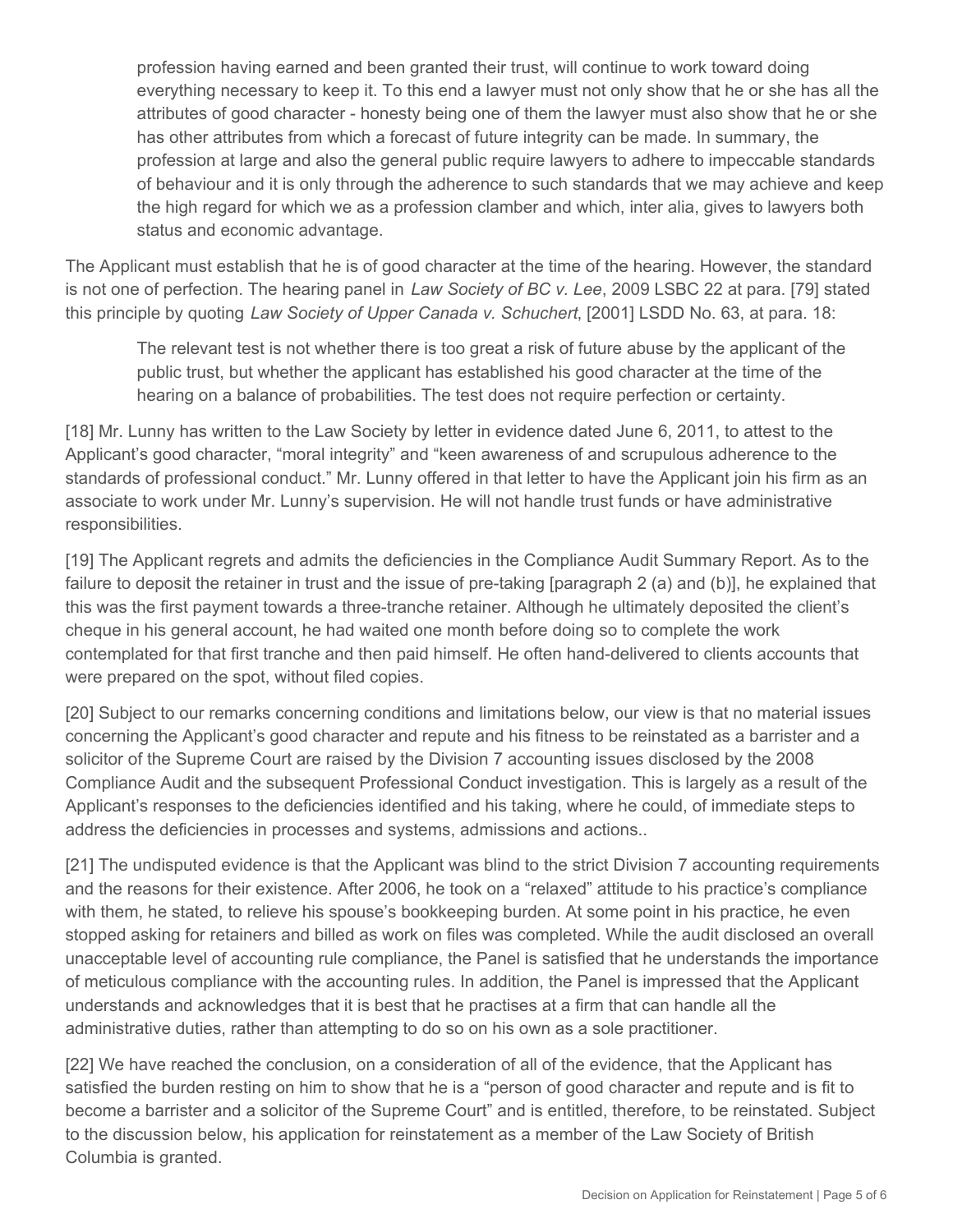> profession having earned and been granted their trust, will continue to work toward doing everything necessary to keep it. To this end a lawyer must not only show that he or she has all the attributes of good character - honesty being one of them the lawyer must also show that he or she has other attributes from which a forecast of future integrity can be made. In summary, the profession at large and also the general public require lawyers to adhere to impeccable standards of behaviour and it is only through the adherence to such standards that we may achieve and keep the high regard for which we as a profession clamber and which, inter alia, gives to lawyers both status and economic advantage.

The Applicant must establish that he is of good character at the time of the hearing. However, the standard is not one of perfection. The hearing panel in *Law Society of BC v. Lee*, 2009 LSBC 22 at para. [79] stated this principle by quoting *Law Society of Upper Canada v. Schuchert*, [2001] LSDD No. 63, at para. 18:

> The relevant test is not whether there is too great a risk of future abuse by the applicant of the public trust, but whether the applicant has established his good character at the time of the hearing on a balance of probabilities. The test does not require perfection or certainty.

[18] Mr. Lunny has written to the Law Society by letter in evidence dated June 6, 2011, to attest to the Applicant's good character, "moral integrity" and "keen awareness of and scrupulous adherence to the standards of professional conduct." Mr. Lunny offered in that letter to have the Applicant join his firm as an associate to work under Mr. Lunny's supervision. He will not handle trust funds or have administrative responsibilities.

[19] The Applicant regrets and admits the deficiencies in the Compliance Audit Summary Report. As to the failure to deposit the retainer in trust and the issue of pre-taking [paragraph 2 (a) and (b)], he explained that this was the first payment towards a three-tranche retainer. Although he ultimately deposited the client's cheque in his general account, he had waited one month before doing so to complete the work contemplated for that first tranche and then paid himself. He often hand-delivered to clients accounts that were prepared on the spot, without filed copies.

[20] Subject to our remarks concerning conditions and limitations below, our view is that no material issues concerning the Applicant's good character and repute and his fitness to be reinstated as a barrister and a solicitor of the Supreme Court are raised by the Division 7 accounting issues disclosed by the 2008 Compliance Audit and the subsequent Professional Conduct investigation. This is largely as a result of the Applicant's responses to the deficiencies identified and his taking, where he could, of immediate steps to address the deficiencies in processes and systems, admissions and actions..

[21] The undisputed evidence is that the Applicant was blind to the strict Division 7 accounting requirements and the reasons for their existence. After 2006, he took on a "relaxed" attitude to his practice's compliance with them, he stated, to relieve his spouse's bookkeeping burden. At some point in his practice, he even stopped asking for retainers and billed as work on files was completed. While the audit disclosed an overall unacceptable level of accounting rule compliance, the Panel is satisfied that he understands the importance of meticulous compliance with the accounting rules. In addition, the Panel is impressed that the Applicant understands and acknowledges that it is best that he practises at a firm that can handle all the administrative duties, rather than attempting to do so on his own as a sole practitioner.

[22] We have reached the conclusion, on a consideration of all of the evidence, that the Applicant has satisfied the burden resting on him to show that he is a "person of good character and repute and is fit to become a barrister and a solicitor of the Supreme Court" and is entitled, therefore, to be reinstated. Subject to the discussion below, his application for reinstatement as a member of the Law Society of British Columbia is granted.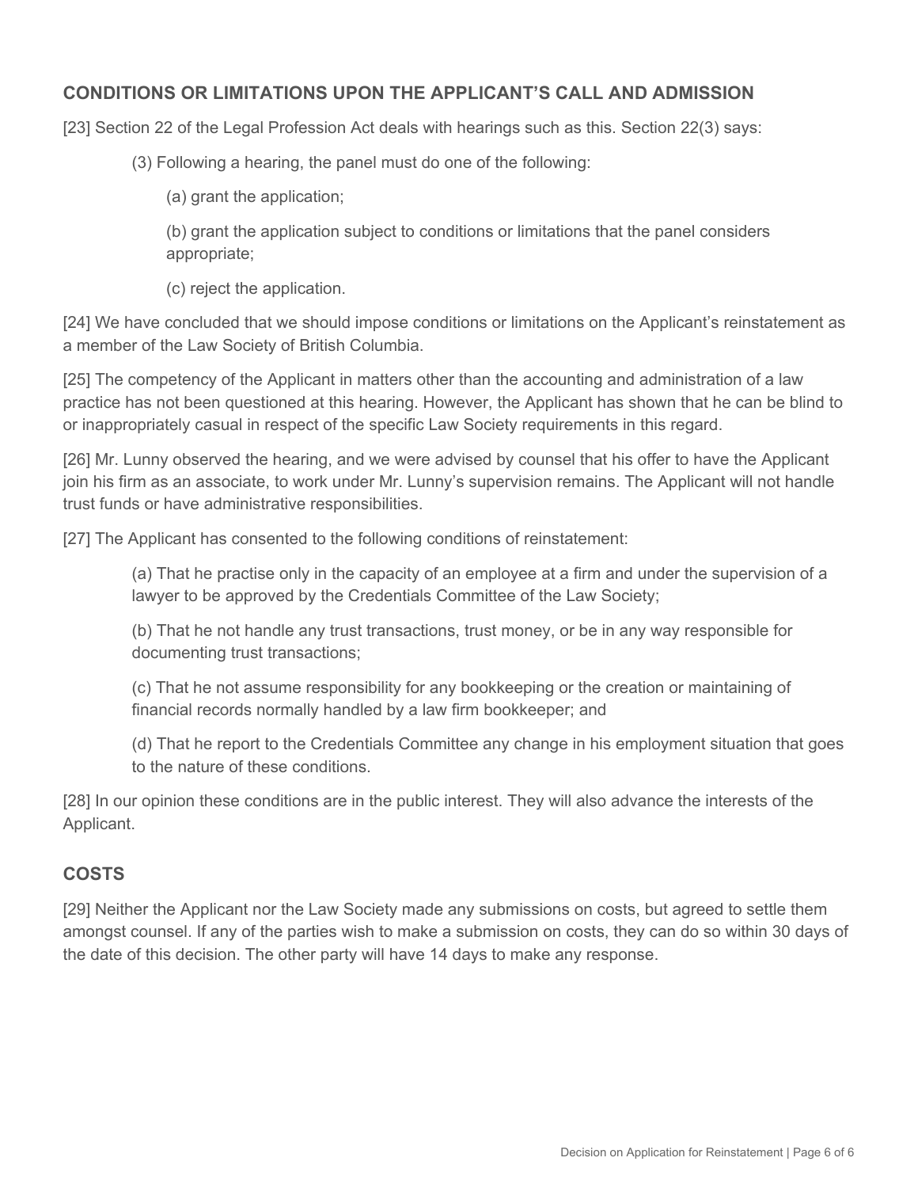## CONDITIONS OR LIMITATIONS UPON THE APPLICANT'S CALL AND ADMISSION

[23] Section 22 of the Legal Profession Act deals with hearings such as this. Section 22(3) says:

> (3) Following a hearing, the panel must do one of the following:
>
> > (a) grant the application;
> >
> > (b) grant the application subject to conditions or limitations that the panel considers appropriate;
> >
> > (c) reject the application.

[24] We have concluded that we should impose conditions or limitations on the Applicant's reinstatement as a member of the Law Society of British Columbia.

[25] The competency of the Applicant in matters other than the accounting and administration of a law practice has not been questioned at this hearing. However, the Applicant has shown that he can be blind to or inappropriately casual in respect of the specific Law Society requirements in this regard.

[26] Mr. Lunny observed the hearing, and we were advised by counsel that his offer to have the Applicant join his firm as an associate, to work under Mr. Lunny's supervision remains. The Applicant will not handle trust funds or have administrative responsibilities.

[27] The Applicant has consented to the following conditions of reinstatement:

> (a) That he practise only in the capacity of an employee at a firm and under the supervision of a lawyer to be approved by the Credentials Committee of the Law Society;
>
> (b) That he not handle any trust transactions, trust money, or be in any way responsible for documenting trust transactions;
>
> (c) That he not assume responsibility for any bookkeeping or the creation or maintaining of financial records normally handled by a law firm bookkeeper; and
>
> (d) That he report to the Credentials Committee any change in his employment situation that goes to the nature of these conditions.

[28] In our opinion these conditions are in the public interest. They will also advance the interests of the Applicant.

## COSTS

[29] Neither the Applicant nor the Law Society made any submissions on costs, but agreed to settle them amongst counsel. If any of the parties wish to make a submission on costs, they can do so within 30 days of the date of this decision. The other party will have 14 days to make any response.